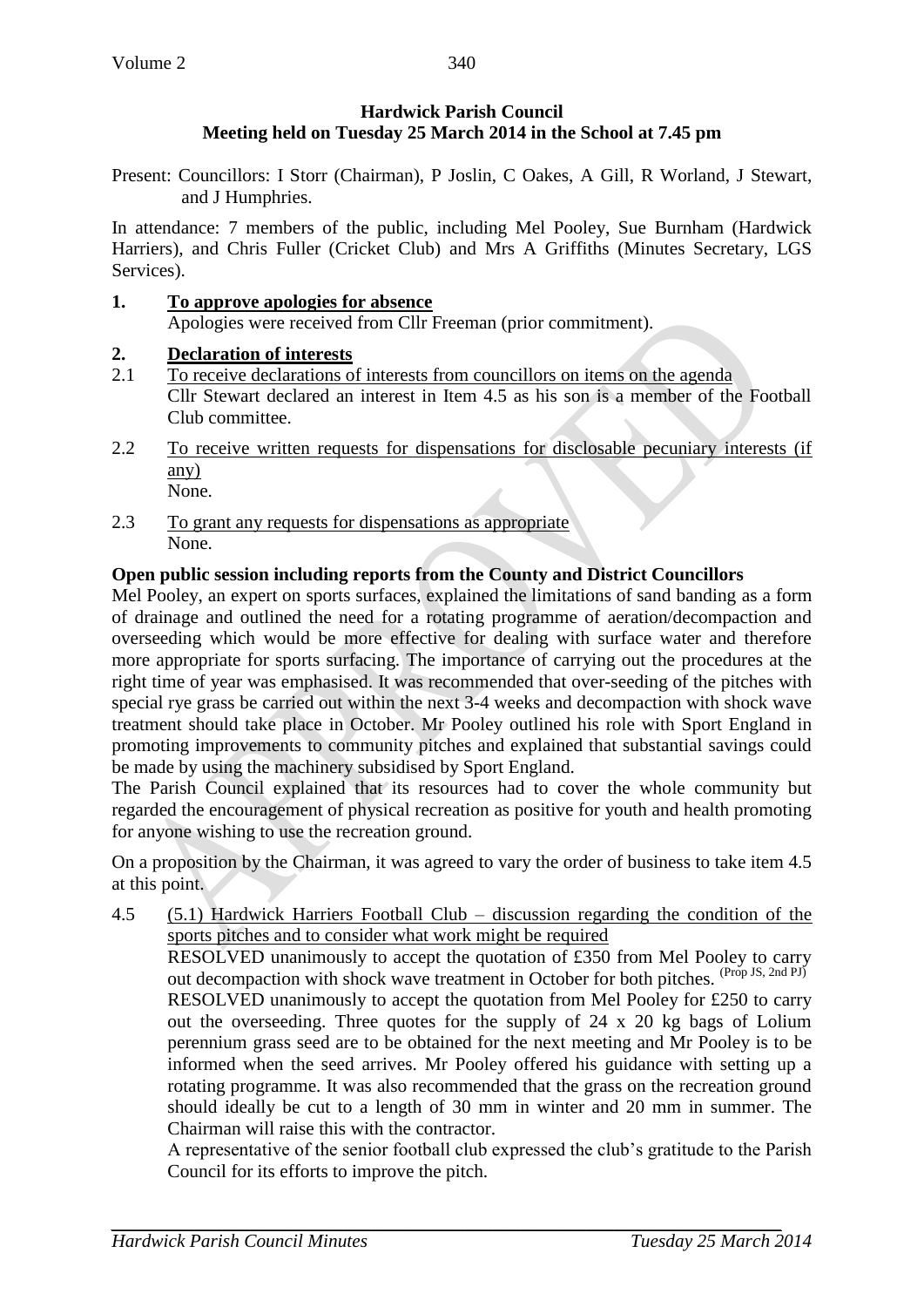**Hardwick Parish Council**
**Meeting held on Tuesday 25 March 2014 in the School at 7.45 pm**

Present: Councillors: I Storr (Chairman), P Joslin, C Oakes, A Gill, R Worland, J Stewart, and J Humphries.

In attendance: 7 members of the public, including Mel Pooley, Sue Burnham (Hardwick Harriers), and Chris Fuller (Cricket Club) and Mrs A Griffiths (Minutes Secretary, LGS Services).

**1. To approve apologies for absence**

Apologies were received from Cllr Freeman (prior commitment).

**2. Declaration of interests**

2.1 To receive declarations of interests from councillors on items on the agenda

Cllr Stewart declared an interest in Item 4.5 as his son is a member of the Football Club committee.

2.2 To receive written requests for dispensations for disclosable pecuniary interests (if any)

None.

2.3 To grant any requests for dispensations as appropriate

None.

**Open public session including reports from the County and District Councillors**

Mel Pooley, an expert on sports surfaces, explained the limitations of sand banding as a form of drainage and outlined the need for a rotating programme of aeration/decompaction and overseeding which would be more effective for dealing with surface water and therefore more appropriate for sports surfacing. The importance of carrying out the procedures at the right time of year was emphasised. It was recommended that over-seeding of the pitches with special rye grass be carried out within the next 3-4 weeks and decompaction with shock wave treatment should take place in October. Mr Pooley outlined his role with Sport England in promoting improvements to community pitches and explained that substantial savings could be made by using the machinery subsidised by Sport England.

The Parish Council explained that its resources had to cover the whole community but regarded the encouragement of physical recreation as positive for youth and health promoting for anyone wishing to use the recreation ground.

On a proposition by the Chairman, it was agreed to vary the order of business to take item 4.5 at this point.

4.5 (5.1) Hardwick Harriers Football Club – discussion regarding the condition of the sports pitches and to consider what work might be required

RESOLVED unanimously to accept the quotation of £350 from Mel Pooley to carry out decompaction with shock wave treatment in October for both pitches. (Prop JS, 2nd PJ)

RESOLVED unanimously to accept the quotation from Mel Pooley for £250 to carry out the overseeding. Three quotes for the supply of 24 x 20 kg bags of Lolium perennium grass seed are to be obtained for the next meeting and Mr Pooley is to be informed when the seed arrives. Mr Pooley offered his guidance with setting up a rotating programme. It was also recommended that the grass on the recreation ground should ideally be cut to a length of 30 mm in winter and 20 mm in summer. The Chairman will raise this with the contractor.

A representative of the senior football club expressed the club's gratitude to the Parish Council for its efforts to improve the pitch.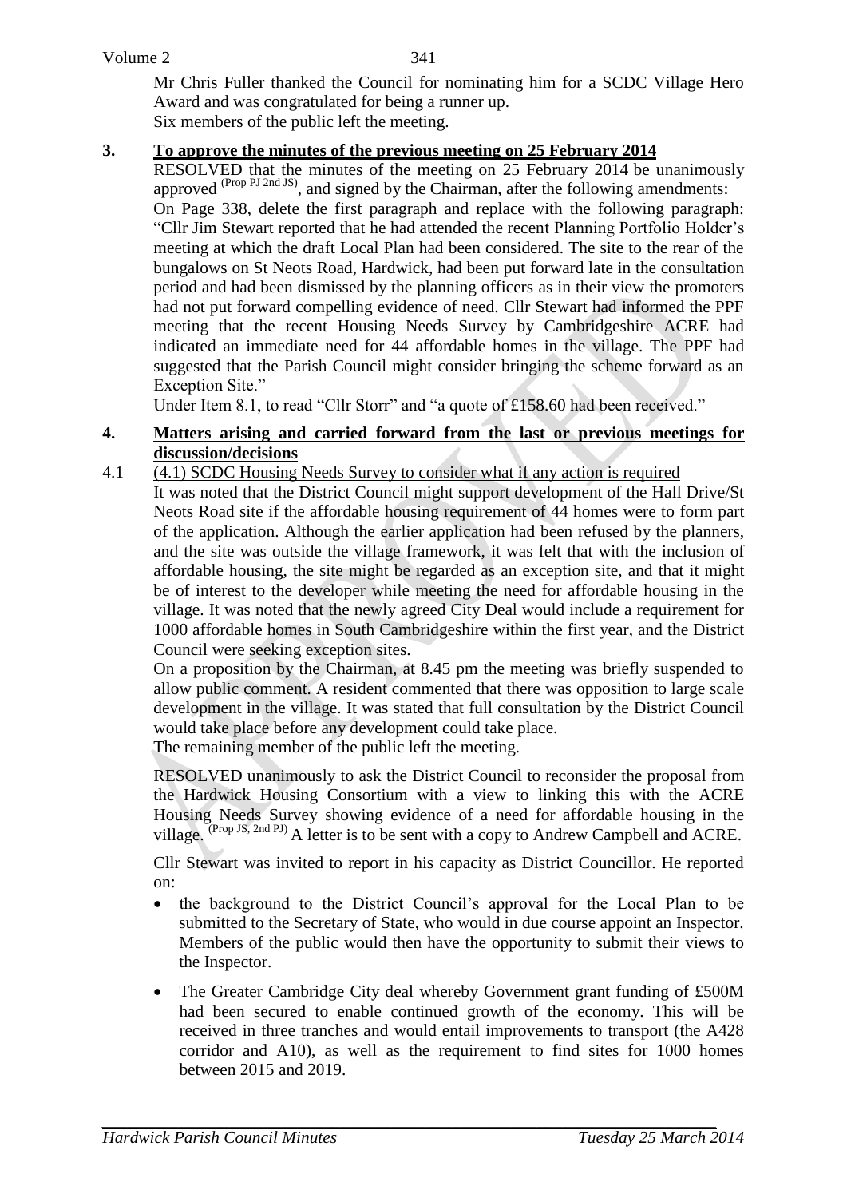Mr Chris Fuller thanked the Council for nominating him for a SCDC Village Hero Award and was congratulated for being a runner up.

Six members of the public left the meeting.

## 3. To approve the minutes of the previous meeting on 25 February 2014

RESOLVED that the minutes of the meeting on 25 February 2014 be unanimously approved (Prop PJ 2nd JS), and signed by the Chairman, after the following amendments:

On Page 338, delete the first paragraph and replace with the following paragraph: "Cllr Jim Stewart reported that he had attended the recent Planning Portfolio Holder's meeting at which the draft Local Plan had been considered. The site to the rear of the bungalows on St Neots Road, Hardwick, had been put forward late in the consultation period and had been dismissed by the planning officers as in their view the promoters had not put forward compelling evidence of need. Cllr Stewart had informed the PPF meeting that the recent Housing Needs Survey by Cambridgeshire ACRE had indicated an immediate need for 44 affordable homes in the village. The PPF had suggested that the Parish Council might consider bringing the scheme forward as an Exception Site."

Under Item 8.1, to read "Cllr Storr" and "a quote of £158.60 had been received."

## 4. Matters arising and carried forward from the last or previous meetings for discussion/decisions

4.1 (4.1) SCDC Housing Needs Survey to consider what if any action is required

It was noted that the District Council might support development of the Hall Drive/St Neots Road site if the affordable housing requirement of 44 homes were to form part of the application. Although the earlier application had been refused by the planners, and the site was outside the village framework, it was felt that with the inclusion of affordable housing, the site might be regarded as an exception site, and that it might be of interest to the developer while meeting the need for affordable housing in the village. It was noted that the newly agreed City Deal would include a requirement for 1000 affordable homes in South Cambridgeshire within the first year, and the District Council were seeking exception sites.

On a proposition by the Chairman, at 8.45 pm the meeting was briefly suspended to allow public comment. A resident commented that there was opposition to large scale development in the village. It was stated that full consultation by the District Council would take place before any development could take place.

The remaining member of the public left the meeting.

RESOLVED unanimously to ask the District Council to reconsider the proposal from the Hardwick Housing Consortium with a view to linking this with the ACRE Housing Needs Survey showing evidence of a need for affordable housing in the village. (Prop JS, 2nd PJ) A letter is to be sent with a copy to Andrew Campbell and ACRE.

Cllr Stewart was invited to report in his capacity as District Councillor. He reported on:

- the background to the District Council's approval for the Local Plan to be submitted to the Secretary of State, who would in due course appoint an Inspector. Members of the public would then have the opportunity to submit their views to the Inspector.
- The Greater Cambridge City deal whereby Government grant funding of £500M had been secured to enable continued growth of the economy. This will be received in three tranches and would entail improvements to transport (the A428 corridor and A10), as well as the requirement to find sites for 1000 homes between 2015 and 2019.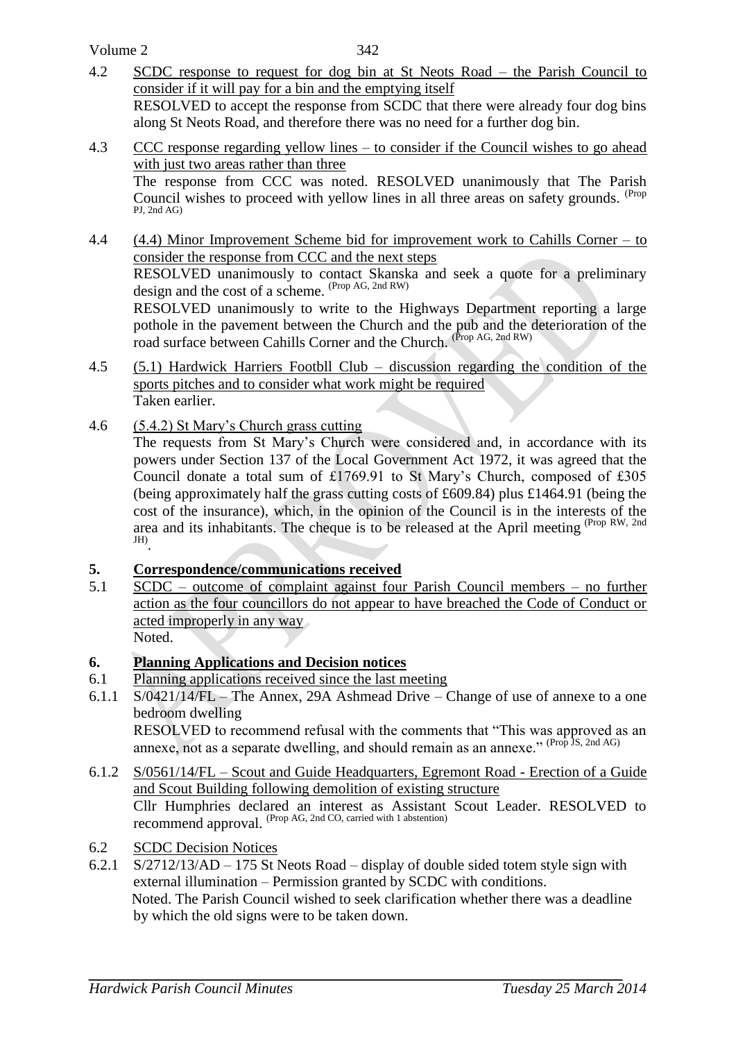4.2 <u>SCDC response to request for dog bin at St Neots Road – the Parish Council to consider if it will pay for a bin and the emptying itself</u>
RESOLVED to accept the response from SCDC that there were already four dog bins along St Neots Road, and therefore there was no need for a further dog bin.

4.3 <u>CCC response regarding yellow lines – to consider if the Council wishes to go ahead with just two areas rather than three</u>
The response from CCC was noted. RESOLVED unanimously that The Parish Council wishes to proceed with yellow lines in all three areas on safety grounds. (Prop PJ, 2nd AG)

4.4 <u>(4.4) Minor Improvement Scheme bid for improvement work to Cahills Corner – to consider the response from CCC and the next steps</u>
RESOLVED unanimously to contact Skanska and seek a quote for a preliminary design and the cost of a scheme. (Prop AG, 2nd RW)
RESOLVED unanimously to write to the Highways Department reporting a large pothole in the pavement between the Church and the pub and the deterioration of the road surface between Cahills Corner and the Church. (Prop AG, 2nd RW)

4.5 <u>(5.1) Hardwick Harriers Footbll Club – discussion regarding the condition of the sports pitches and to consider what work might be required</u>
Taken earlier.

4.6 <u>(5.4.2) St Mary's Church grass cutting</u>
The requests from St Mary's Church were considered and, in accordance with its powers under Section 137 of the Local Government Act 1972, it was agreed that the Council donate a total sum of £1769.91 to St Mary's Church, composed of £305 (being approximately half the grass cutting costs of £609.84) plus £1464.91 (being the cost of the insurance), which, in the opinion of the Council is in the interests of the area and its inhabitants. The cheque is to be released at the April meeting (Prop RW, 2nd JH).

## 5. Correspondence/communications received

5.1 <u>SCDC – outcome of complaint against four Parish Council members – no further action as the four councillors do not appear to have breached the Code of Conduct or acted improperly in any way</u>
Noted.

## 6. Planning Applications and Decision notices

6.1 <u>Planning applications received since the last meeting</u>

6.1.1 <u>S/0421/14/FL – The Annex, 29A Ashmead Drive – Change of use of annexe to a one bedroom dwelling</u>
RESOLVED to recommend refusal with the comments that "This was approved as an annexe, not as a separate dwelling, and should remain as an annexe." (Prop JS, 2nd AG)

6.1.2 <u>S/0561/14/FL – Scout and Guide Headquarters, Egremont Road - Erection of a Guide and Scout Building following demolition of existing structure</u>
Cllr Humphries declared an interest as Assistant Scout Leader. RESOLVED to recommend approval. (Prop AG, 2nd CO, carried with 1 abstention)

6.2 <u>SCDC Decision Notices</u>

6.2.1 S/2712/13/AD – 175 St Neots Road – display of double sided totem style sign with external illumination – Permission granted by SCDC with conditions.
Noted. The Parish Council wished to seek clarification whether there was a deadline by which the old signs were to be taken down.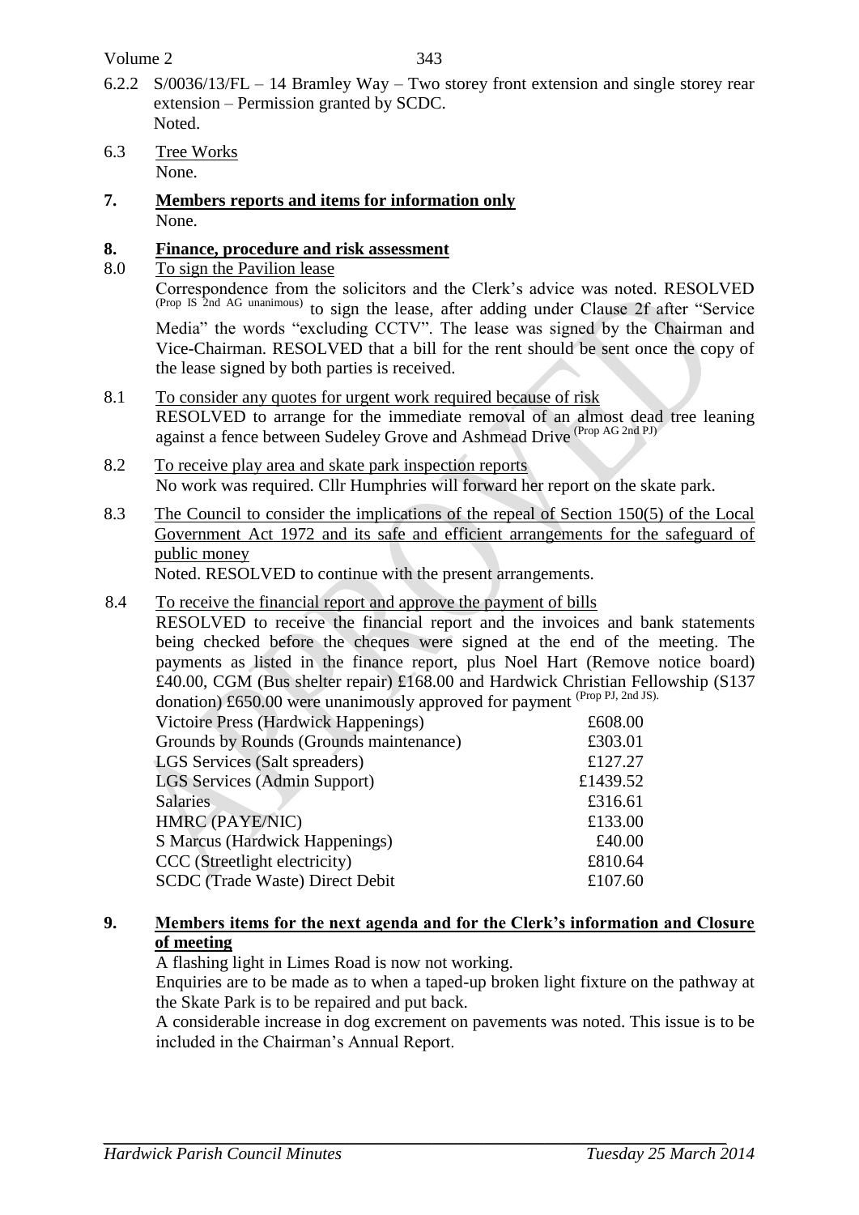6.2.2 S/0036/13/FL – 14 Bramley Way – Two storey front extension and single storey rear extension – Permission granted by SCDC.
Noted.

6.3 Tree Works
None.

## 7. Members reports and items for information only

None.

## 8. Finance, procedure and risk assessment

8.0 To sign the Pavilion lease

Correspondence from the solicitors and the Clerk's advice was noted. RESOLVED (Prop IS 2nd AG unanimous) to sign the lease, after adding under Clause 2f after "Service Media" the words "excluding CCTV". The lease was signed by the Chairman and Vice-Chairman. RESOLVED that a bill for the rent should be sent once the copy of the lease signed by both parties is received.

8.1 To consider any quotes for urgent work required because of risk

RESOLVED to arrange for the immediate removal of an almost dead tree leaning against a fence between Sudeley Grove and Ashmead Drive (Prop AG 2nd PJ)

8.2 To receive play area and skate park inspection reports

No work was required. Cllr Humphries will forward her report on the skate park.

8.3 The Council to consider the implications of the repeal of Section 150(5) of the Local Government Act 1972 and its safe and efficient arrangements for the safeguard of public money

Noted. RESOLVED to continue with the present arrangements.

8.4 To receive the financial report and approve the payment of bills

RESOLVED to receive the financial report and the invoices and bank statements being checked before the cheques were signed at the end of the meeting. The payments as listed in the finance report, plus Noel Hart (Remove notice board) £40.00, CGM (Bus shelter repair) £168.00 and Hardwick Christian Fellowship (S137 donation) £650.00 were unanimously approved for payment (Prop PJ, 2nd JS).

| | |
|---|---|
| Victoire Press (Hardwick Happenings) | £608.00 |
| Grounds by Rounds (Grounds maintenance) | £303.01 |
| LGS Services (Salt spreaders) | £127.27 |
| LGS Services (Admin Support) | £1439.52 |
| Salaries | £316.61 |
| HMRC (PAYE/NIC) | £133.00 |
| S Marcus (Hardwick Happenings) | £40.00 |
| CCC (Streetlight electricity) | £810.64 |
| SCDC (Trade Waste) Direct Debit | £107.60 |

## 9. Members items for the next agenda and for the Clerk's information and Closure of meeting

A flashing light in Limes Road is now not working.

Enquiries are to be made as to when a taped-up broken light fixture on the pathway at the Skate Park is to be repaired and put back.

A considerable increase in dog excrement on pavements was noted. This issue is to be included in the Chairman's Annual Report.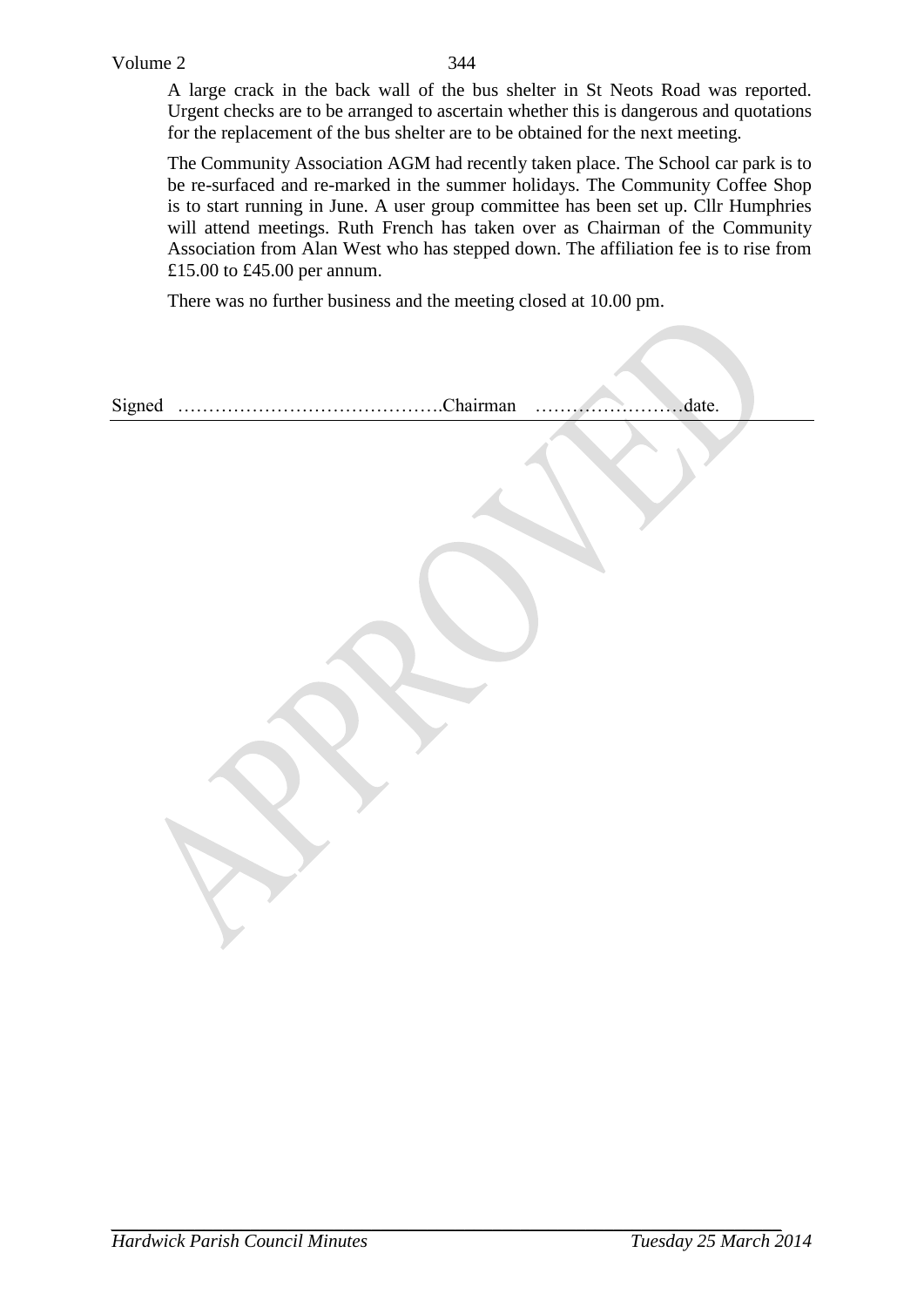A large crack in the back wall of the bus shelter in St Neots Road was reported. Urgent checks are to be arranged to ascertain whether this is dangerous and quotations for the replacement of the bus shelter are to be obtained for the next meeting.

The Community Association AGM had recently taken place. The School car park is to be re-surfaced and re-marked in the summer holidays. The Community Coffee Shop is to start running in June. A user group committee has been set up. Cllr Humphries will attend meetings. Ruth French has taken over as Chairman of the Community Association from Alan West who has stepped down. The affiliation fee is to rise from £15.00 to £45.00 per annum.

There was no further business and the meeting closed at 10.00 pm.

Signed …………………………………….Chairman ……………………date.